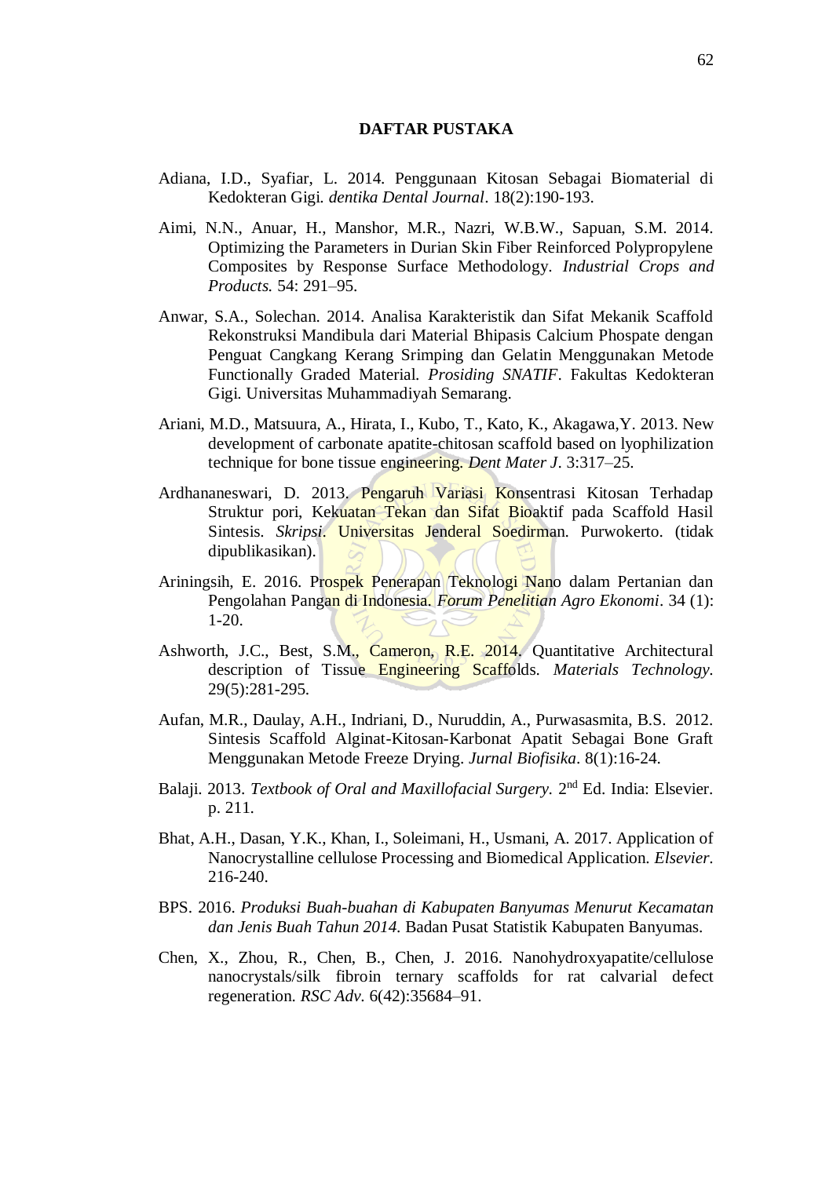# DAFTAR PUSTAKA

Adiana, I.D., Syafiar, L. 2014. Penggunaan Kitosan Sebagai Biomaterial di Kedokteran Gigi. *dentika Dental Journal*. 18(2):190-193.

Aimi, N.N., Anuar, H., Manshor, M.R., Nazri, W.B.W., Sapuan, S.M. 2014. Optimizing the Parameters in Durian Skin Fiber Reinforced Polypropylene Composites by Response Surface Methodology. *Industrial Crops and Products.* 54: 291–95.

Anwar, S.A., Solechan. 2014. Analisa Karakteristik dan Sifat Mekanik Scaffold Rekonstruksi Mandibula dari Material Bhipasis Calcium Phospate dengan Penguat Cangkang Kerang Srimping dan Gelatin Menggunakan Metode Functionally Graded Material. *Prosiding SNATIF*. Fakultas Kedokteran Gigi. Universitas Muhammadiyah Semarang.

Ariani, M.D., Matsuura, A., Hirata, I., Kubo, T., Kato, K., Akagawa,Y. 2013. New development of carbonate apatite-chitosan scaffold based on lyophilization technique for bone tissue engineering. *Dent Mater J*. 3:317–25.

Ardhananeswari, D. 2013. Pengaruh Variasi Konsentrasi Kitosan Terhadap Struktur pori, Kekuatan Tekan dan Sifat Bioaktif pada Scaffold Hasil Sintesis. *Skripsi*. Universitas Jenderal Soedirman. Purwokerto. (tidak dipublikasikan).

Ariningsih, E. 2016. Prospek Penerapan Teknologi Nano dalam Pertanian dan Pengolahan Pangan di Indonesia. *Forum Penelitian Agro Ekonomi*. 34 (1): 1-20.

Ashworth, J.C., Best, S.M., Cameron, R.E. 2014. Quantitative Architectural description of Tissue Engineering Scaffolds. *Materials Technology*. 29(5):281-295.

Aufan, M.R., Daulay, A.H., Indriani, D., Nuruddin, A., Purwasasmita, B.S. 2012. Sintesis Scaffold Alginat-Kitosan-Karbonat Apatit Sebagai Bone Graft Menggunakan Metode Freeze Drying. *Jurnal Biofisika*. 8(1):16-24.

Balaji. 2013. *Textbook of Oral and Maxillofacial Surgery*. 2nd Ed. India: Elsevier. p. 211.

Bhat, A.H., Dasan, Y.K., Khan, I., Soleimani, H., Usmani, A. 2017. Application of Nanocrystalline cellulose Processing and Biomedical Application. *Elsevier*. 216-240.

BPS. 2016. *Produksi Buah-buahan di Kabupaten Banyumas Menurut Kecamatan dan Jenis Buah Tahun 2014.* Badan Pusat Statistik Kabupaten Banyumas.

Chen, X., Zhou, R., Chen, B., Chen, J. 2016. Nanohydroxyapatite/cellulose nanocrystals/silk fibroin ternary scaffolds for rat calvarial defect regeneration. *RSC Adv.* 6(42):35684–91.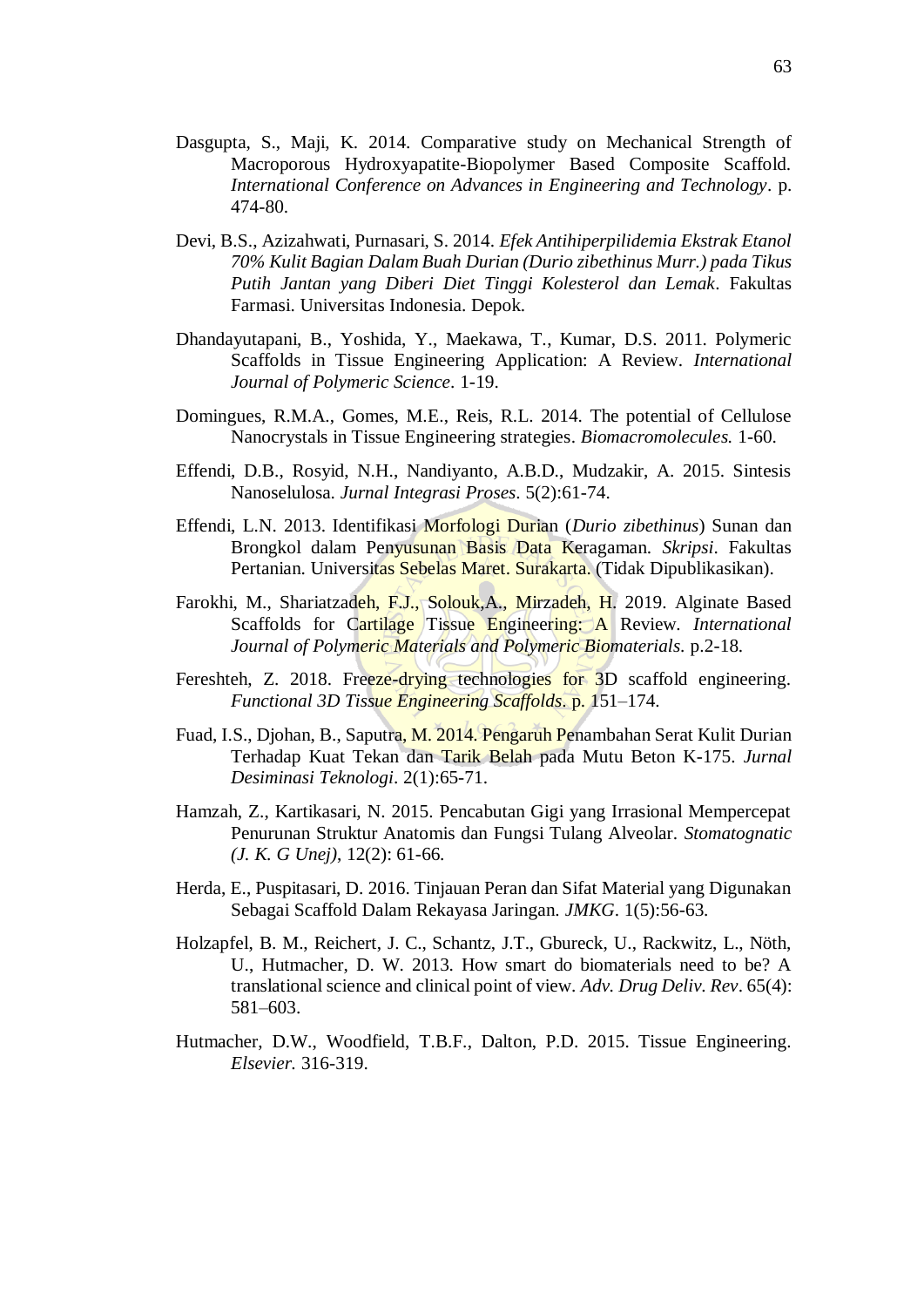Dasgupta, S., Maji, K. 2014. Comparative study on Mechanical Strength of Macroporous Hydroxyapatite-Biopolymer Based Composite Scaffold. *International Conference on Advances in Engineering and Technology*. p. 474-80.

Devi, B.S., Azizahwati, Purnasari, S. 2014. *Efek Antihiperpilidemia Ekstrak Etanol 70% Kulit Bagian Dalam Buah Durian (Durio zibethinus Murr.) pada Tikus Putih Jantan yang Diberi Diet Tinggi Kolesterol dan Lemak*. Fakultas Farmasi. Universitas Indonesia. Depok.

Dhandayutapani, B., Yoshida, Y., Maekawa, T., Kumar, D.S. 2011. Polymeric Scaffolds in Tissue Engineering Application: A Review. *International Journal of Polymeric Science*. 1-19.

Domingues, R.M.A., Gomes, M.E., Reis, R.L. 2014. The potential of Cellulose Nanocrystals in Tissue Engineering strategies. *Biomacromolecules.* 1-60.

Effendi, D.B., Rosyid, N.H., Nandiyanto, A.B.D., Mudzakir, A. 2015. Sintesis Nanoselulosa. *Jurnal Integrasi Proses*. 5(2):61-74.

Effendi, L.N. 2013. Identifikasi Morfologi Durian (*Durio zibethinus*) Sunan dan Brongkol dalam Penyusunan Basis Data Keragaman. *Skripsi*. Fakultas Pertanian. Universitas Sebelas Maret. Surakarta. (Tidak Dipublikasikan).

Farokhi, M., Shariatzadeh, F.J., Solouk,A., Mirzadeh, H. 2019. Alginate Based Scaffolds for Cartilage Tissue Engineering: A Review. *International Journal of Polymeric Materials and Polymeric Biomaterials*. p.2-18.

Fereshteh, Z. 2018. Freeze-drying technologies for 3D scaffold engineering. *Functional 3D Tissue Engineering Scaffolds*. p. 151–174.

Fuad, I.S., Djohan, B., Saputra, M. 2014. Pengaruh Penambahan Serat Kulit Durian Terhadap Kuat Tekan dan Tarik Belah pada Mutu Beton K-175. *Jurnal Desiminasi Teknologi*. 2(1):65-71.

Hamzah, Z., Kartikasari, N. 2015. Pencabutan Gigi yang Irrasional Mempercepat Penurunan Struktur Anatomis dan Fungsi Tulang Alveolar. *Stomatognatic (J. K. G Unej)*, 12(2): 61-66.

Herda, E., Puspitasari, D. 2016. Tinjauan Peran dan Sifat Material yang Digunakan Sebagai Scaffold Dalam Rekayasa Jaringan. *JMKG*. 1(5):56-63.

Holzapfel, B. M., Reichert, J. C., Schantz, J.T., Gbureck, U., Rackwitz, L., Nöth, U., Hutmacher, D. W. 2013. How smart do biomaterials need to be? A translational science and clinical point of view. *Adv. Drug Deliv. Rev*. 65(4): 581–603.

Hutmacher, D.W., Woodfield, T.B.F., Dalton, P.D. 2015. Tissue Engineering. *Elsevier.* 316-319.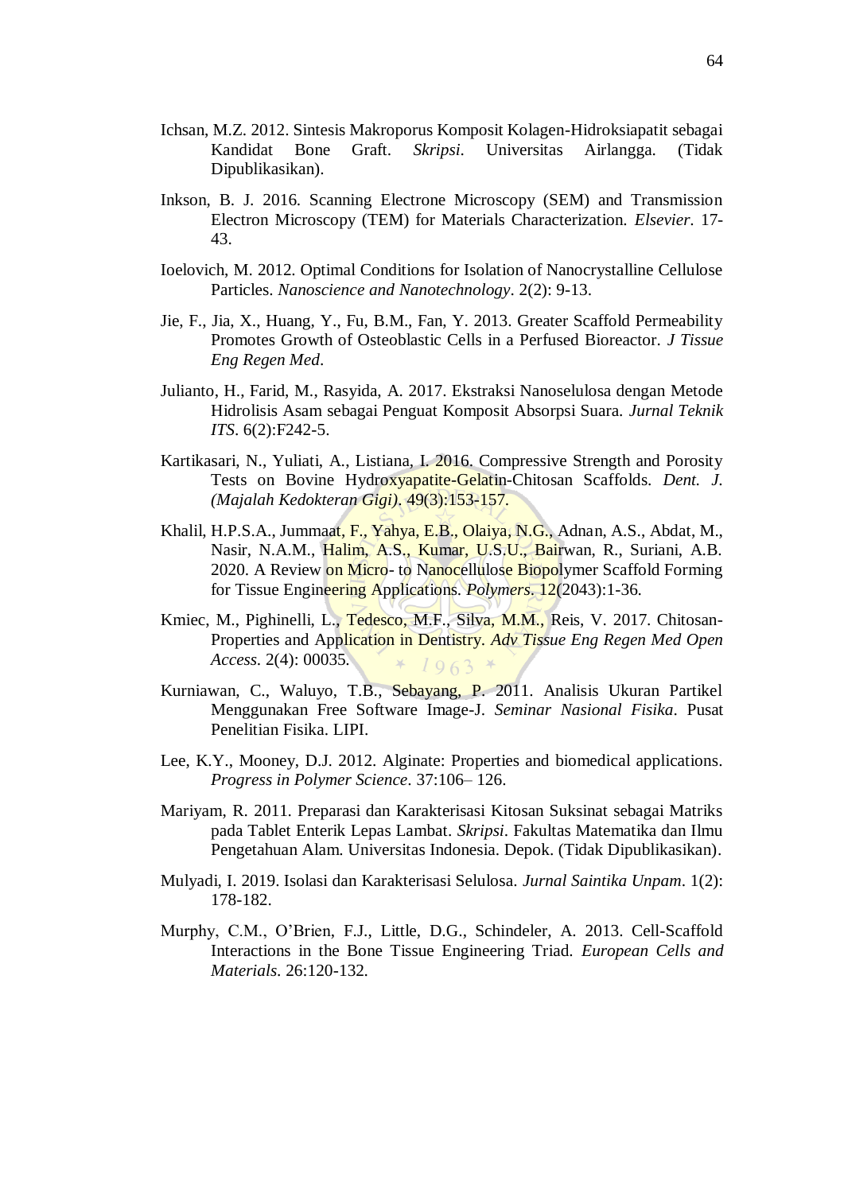Ichsan, M.Z. 2012. Sintesis Makroporus Komposit Kolagen-Hidroksiapatit sebagai Kandidat Bone Graft. *Skripsi*. Universitas Airlangga. (Tidak Dipublikasikan).

Inkson, B. J. 2016. Scanning Electrone Microscopy (SEM) and Transmission Electron Microscopy (TEM) for Materials Characterization. *Elsevier*. 17-43.

Ioelovich, M. 2012. Optimal Conditions for Isolation of Nanocrystalline Cellulose Particles. *Nanoscience and Nanotechnology*. 2(2): 9-13.

Jie, F., Jia, X., Huang, Y., Fu, B.M., Fan, Y. 2013. Greater Scaffold Permeability Promotes Growth of Osteoblastic Cells in a Perfused Bioreactor. *J Tissue Eng Regen Med*.

Julianto, H., Farid, M., Rasyida, A. 2017. Ekstraksi Nanoselulosa dengan Metode Hidrolisis Asam sebagai Penguat Komposit Absorpsi Suara. *Jurnal Teknik ITS*. 6(2):F242-5.

Kartikasari, N., Yuliati, A., Listiana, I. 2016. Compressive Strength and Porosity Tests on Bovine Hydroxyapatite-Gelatin-Chitosan Scaffolds. *Dent. J. (Majalah Kedokteran Gigi)*. 49(3):153-157.

Khalil, H.P.S.A., Jummaat, F., Yahya, E.B., Olaiya, N.G., Adnan, A.S., Abdat, M., Nasir, N.A.M., Halim, A.S., Kumar, U.S.U., Bairwan, R., Suriani, A.B. 2020. A Review on Micro- to Nanocellulose Biopolymer Scaffold Forming for Tissue Engineering Applications. *Polymers*. 12(2043):1-36.

Kmiec, M., Pighinelli, L., Tedesco, M.F., Silva, M.M., Reis, V. 2017. Chitosan-Properties and Application in Dentistry. *Adv Tissue Eng Regen Med Open Access*. 2(4): 00035.

Kurniawan, C., Waluyo, T.B., Sebayang, P. 2011. Analisis Ukuran Partikel Menggunakan Free Software Image-J. *Seminar Nasional Fisika*. Pusat Penelitian Fisika. LIPI.

Lee, K.Y., Mooney, D.J. 2012. Alginate: Properties and biomedical applications. *Progress in Polymer Science*. 37:106– 126.

Mariyam, R. 2011. Preparasi dan Karakterisasi Kitosan Suksinat sebagai Matriks pada Tablet Enterik Lepas Lambat. *Skripsi*. Fakultas Matematika dan Ilmu Pengetahuan Alam. Universitas Indonesia. Depok. (Tidak Dipublikasikan).

Mulyadi, I. 2019. Isolasi dan Karakterisasi Selulosa. *Jurnal Saintika Unpam*. 1(2): 178-182.

Murphy, C.M., O'Brien, F.J., Little, D.G., Schindeler, A. 2013. Cell-Scaffold Interactions in the Bone Tissue Engineering Triad. *European Cells and Materials*. 26:120-132.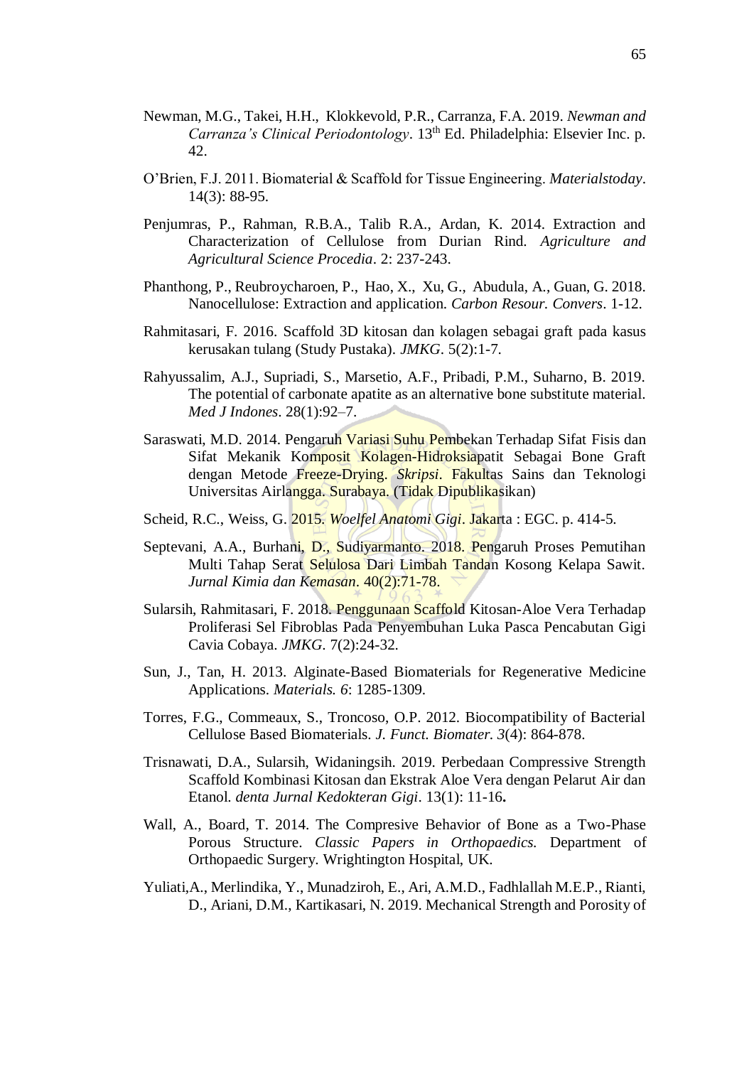Newman, M.G., Takei, H.H., Klokkevold, P.R., Carranza, F.A. 2019. *Newman and Carranza's Clinical Periodontology*. 13th Ed. Philadelphia: Elsevier Inc. p. 42.

O'Brien, F.J. 2011. Biomaterial & Scaffold for Tissue Engineering. *Materialstoday*. 14(3): 88-95.

Penjumras, P., Rahman, R.B.A., Talib R.A., Ardan, K. 2014. Extraction and Characterization of Cellulose from Durian Rind. *Agriculture and Agricultural Science Procedia*. 2: 237-243.

Phanthong, P., Reubroycharoen, P., Hao, X., Xu, G., Abudula, A., Guan, G. 2018. Nanocellulose: Extraction and application. *Carbon Resour. Convers*. 1-12.

Rahmitasari, F. 2016. Scaffold 3D kitosan dan kolagen sebagai graft pada kasus kerusakan tulang (Study Pustaka). *JMKG*. 5(2):1-7.

Rahyussalim, A.J., Supriadi, S., Marsetio, A.F., Pribadi, P.M., Suharno, B. 2019. The potential of carbonate apatite as an alternative bone substitute material. *Med J Indones*. 28(1):92–7.

Saraswati, M.D. 2014. Pengaruh Variasi Suhu Pembekan Terhadap Sifat Fisis dan Sifat Mekanik Komposit Kolagen-Hidroksiapatit Sebagai Bone Graft dengan Metode Freeze-Drying. *Skripsi*. Fakultas Sains dan Teknologi Universitas Airlangga. Surabaya. (Tidak Dipublikasikan)

Scheid, R.C., Weiss, G. 2015. *Woelfel Anatomi Gigi*. Jakarta : EGC. p. 414-5.

Septevani, A.A., Burhani, D., Sudiyarmanto. 2018. Pengaruh Proses Pemutihan Multi Tahap Serat Selulosa Dari Limbah Tandan Kosong Kelapa Sawit. *Jurnal Kimia dan Kemasan*. 40(2):71-78.

Sularsih, Rahmitasari, F. 2018. Penggunaan Scaffold Kitosan-Aloe Vera Terhadap Proliferasi Sel Fibroblas Pada Penyembuhan Luka Pasca Pencabutan Gigi Cavia Cobaya. *JMKG*. 7(2):24-32.

Sun, J., Tan, H. 2013. Alginate-Based Biomaterials for Regenerative Medicine Applications. *Materials. 6*: 1285-1309.

Torres, F.G., Commeaux, S., Troncoso, O.P. 2012. Biocompatibility of Bacterial Cellulose Based Biomaterials. *J. Funct. Biomater. 3*(4): 864-878.

Trisnawati, D.A., Sularsih, Widaningsih. 2019. Perbedaan Compressive Strength Scaffold Kombinasi Kitosan dan Ekstrak Aloe Vera dengan Pelarut Air dan Etanol. *denta Jurnal Kedokteran Gigi*. 13(1): 11-16**.**

Wall, A., Board, T. 2014. The Compresive Behavior of Bone as a Two-Phase Porous Structure. *Classic Papers in Orthopaedics.* Department of Orthopaedic Surgery. Wrightington Hospital, UK.

Yuliati,A., Merlindika, Y., Munadziroh, E., Ari, A.M.D., Fadhlallah M.E.P., Rianti, D., Ariani, D.M., Kartikasari, N. 2019. Mechanical Strength and Porosity of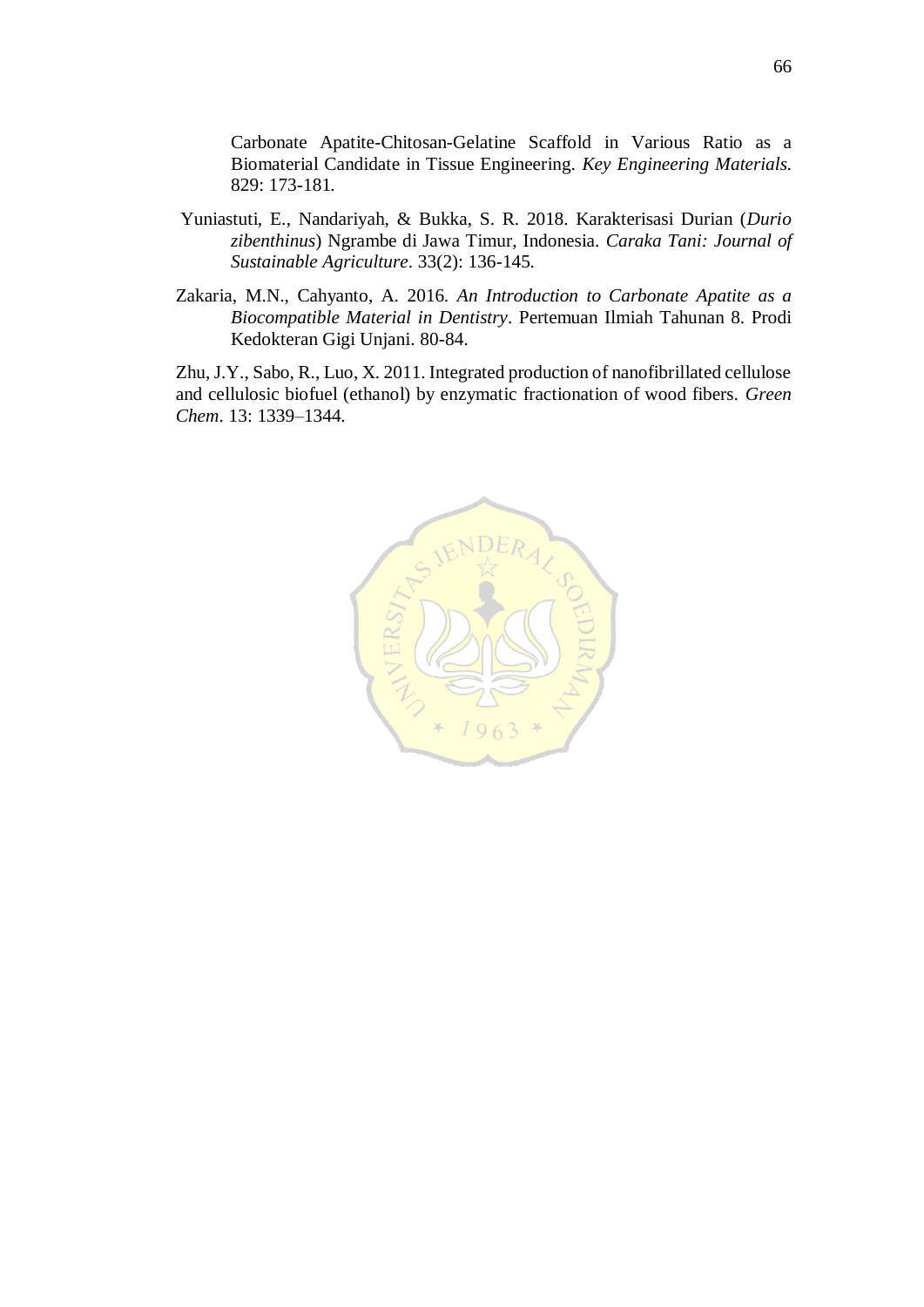Carbonate Apatite-Chitosan-Gelatine Scaffold in Various Ratio as a Biomaterial Candidate in Tissue Engineering. *Key Engineering Materials.* 829: 173-181.

Yuniastuti, E., Nandariyah, & Bukka, S. R. 2018. Karakterisasi Durian (*Durio zibenthinus*) Ngrambe di Jawa Timur, Indonesia. *Caraka Tani: Journal of Sustainable Agriculture*. 33(2): 136-145.

Zakaria, M.N., Cahyanto, A. 2016. *An Introduction to Carbonate Apatite as a Biocompatible Material in Dentistry*. Pertemuan Ilmiah Tahunan 8. Prodi Kedokteran Gigi Unjani. 80-84.

Zhu, J.Y., Sabo, R., Luo, X. 2011. Integrated production of nanofibrillated cellulose and cellulosic biofuel (ethanol) by enzymatic fractionation of wood fibers. *Green Chem*. 13: 1339–1344.